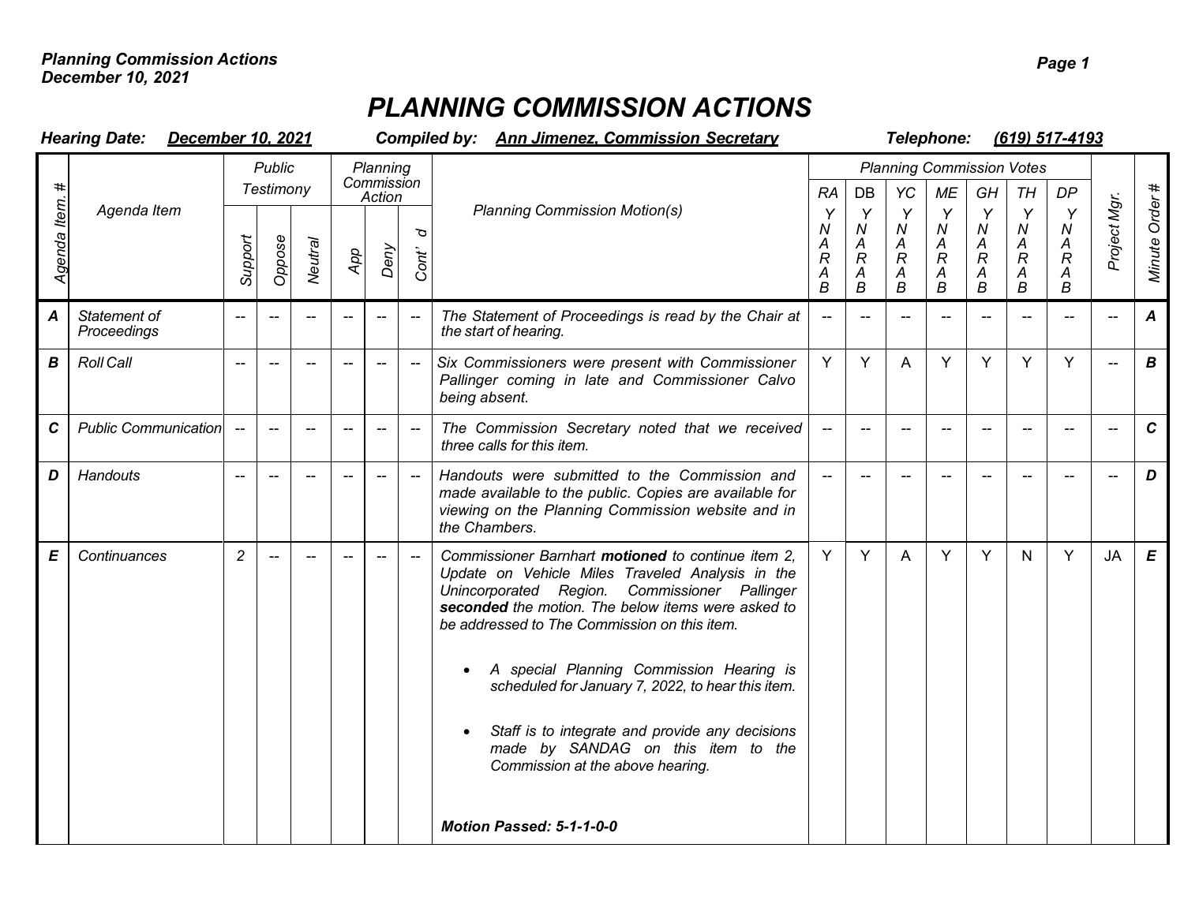# PLANNING COMMISSION ACTIONS

**Hearing Date:** **December 10, 2021** **Compiled by:** **Ann Jimenez, Commission Secretary** **Telephone:** **(619) 517-4193**

| Agenda Item. # | Agenda Item | Public Testimony | | | Planning Commission Action | | | Planning Commission Motion(s) | Planning Commission Votes | | | | | | | Project Mgr. | Minute Order # |
|---|---|---|---|---|---|---|---|---|---|---|---|---|---|---|---|---|---|
| | | Support | Oppose | Neutral | App | Deny | Cont'd | | RA Y N A R A B | DB Y N A R A B | YC Y N A R A B | ME Y N A R A B | GH Y N A R A B | TH Y N A R A B | DP Y N A R A B | | |
| **A** | Statement of Proceedings | -- | -- | -- | -- | -- | -- | The Statement of Proceedings is read by the Chair at the start of hearing. | -- | -- | -- | -- | -- | -- | -- | -- | **A** |
| **B** | Roll Call | -- | -- | -- | -- | -- | -- | Six Commissioners were present with Commissioner Pallinger coming in late and Commissioner Calvo being absent. | Y | Y | A | Y | Y | Y | Y | -- | **B** |
| **C** | Public Communication | -- | -- | -- | -- | -- | -- | The Commission Secretary noted that we received three calls for this item. | -- | -- | -- | -- | -- | -- | -- | -- | **C** |
| **D** | Handouts | -- | -- | -- | -- | -- | -- | Handouts were submitted to the Commission and made available to the public. Copies are available for viewing on the Planning Commission website and in the Chambers. | -- | -- | -- | -- | -- | -- | -- | -- | **D** |
| **E** | Continuances | 2 | -- | -- | -- | -- | -- | Commissioner Barnhart **motioned** to continue item 2, Update on Vehicle Miles Traveled Analysis in the Unincorporated Region. Commissioner Pallinger **seconded** the motion. The below items were asked to be addressed to The Commission on this item.<br><br>• A special Planning Commission Hearing is scheduled for January 7, 2022, to hear this item.<br><br>• Staff is to integrate and provide any decisions made by SANDAG on this item to the Commission at the above hearing.<br><br>**Motion Passed: 5-1-1-0-0** | Y | Y | A | Y | Y | N | Y | JA | **E** |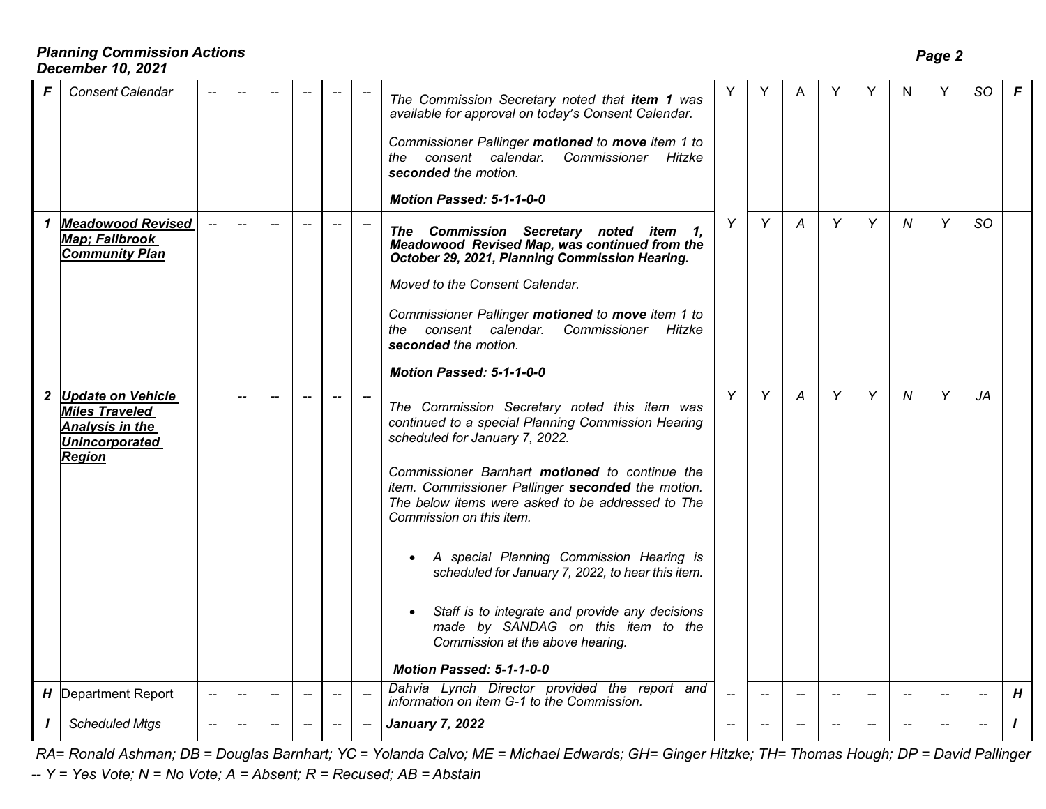*Planning Commission Actions*
*December 10, 2021*

| | | | | | | | | | | | | | | | | | |
|---|---|---|---|---|---|---|---|---|---|---|---|---|---|---|---|---|---|
| ***F*** | *Consent Calendar* | -- | -- | -- | -- | -- | -- | *The Commission Secretary noted that **item 1** was available for approval on today's Consent Calendar.* <br><br> *Commissioner Pallinger **motioned** to **move** item 1 to the consent calendar. Commissioner Hitzke **seconded** the motion.* <br><br> ***Motion Passed: 5-1-1-0-0*** | Y | Y | A | Y | Y | N | Y | *SO* | ***F*** |
| ***1*** | ***Meadowood Revised Map; Fallbrook Community Plan*** | -- | -- | -- | -- | -- | -- | ***The Commission Secretary noted item 1, Meadowood Revised Map, was continued from the October 29, 2021, Planning Commission Hearing.*** <br><br> *Moved to the Consent Calendar.* <br><br> *Commissioner Pallinger **motioned** to **move** item 1 to the consent calendar. Commissioner Hitzke **seconded** the motion.* <br><br> ***Motion Passed: 5-1-1-0-0*** | *Y* | *Y* | *A* | *Y* | *Y* | *N* | *Y* | *SO* | |
| ***2*** | ***Update on Vehicle Miles Traveled Analysis in the Unincorporated Region*** | | -- | -- | -- | -- | -- | *The Commission Secretary noted this item was continued to a special Planning Commission Hearing scheduled for January 7, 2022.* <br><br> *Commissioner Barnhart **motioned** to continue the item. Commissioner Pallinger **seconded** the motion. The below items were asked to be addressed to The Commission on this item.* <br><br> • *A special Planning Commission Hearing is scheduled for January 7, 2022, to hear this item.* <br><br> • *Staff is to integrate and provide any decisions made by SANDAG on this item to the Commission at the above hearing.* <br><br> ***Motion Passed: 5-1-1-0-0*** | *Y* | *Y* | *A* | *Y* | *Y* | *N* | *Y* | *JA* | |
| ***H*** | Department Report | -- | -- | -- | -- | -- | -- | *Dahvia Lynch Director provided the report and information on item G-1 to the Commission.* | -- | -- | -- | -- | -- | -- | -- | -- | ***H*** |
| ***I*** | *Scheduled Mtgs* | -- | -- | -- | -- | -- | -- | ***January 7, 2022*** | -- | -- | -- | -- | -- | -- | -- | -- | ***I*** |

*RA= Ronald Ashman; DB = Douglas Barnhart; YC = Yolanda Calvo; ME = Michael Edwards; GH= Ginger Hitzke; TH= Thomas Hough; DP = David Pallinger -- Y = Yes Vote; N = No Vote; A = Absent; R = Recused; AB = Abstain*